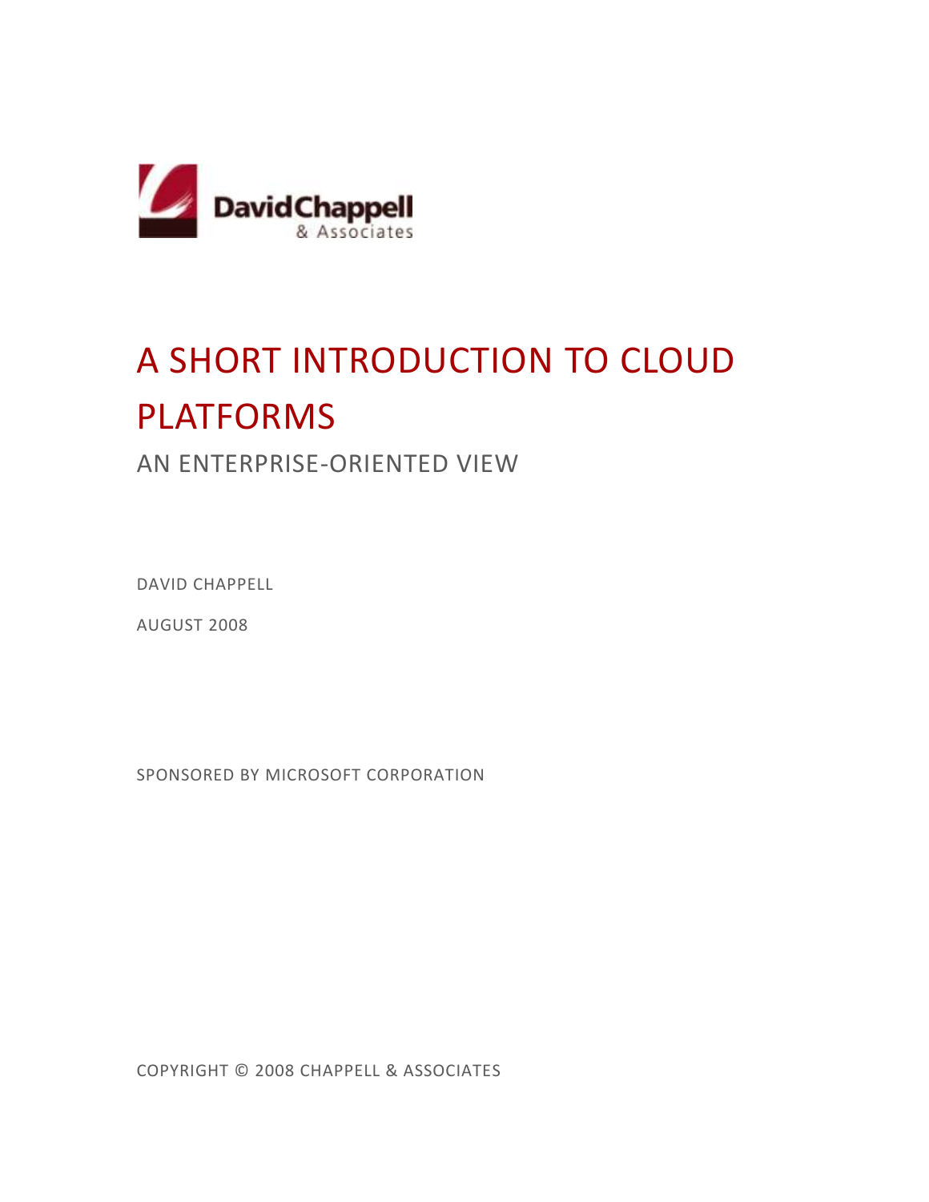DavidChappell
& Associates

# A SHORT INTRODUCTION TO CLOUD PLATFORMS

## AN ENTERPRISE-ORIENTED VIEW

DAVID CHAPPELL

AUGUST 2008

SPONSORED BY MICROSOFT CORPORATION

COPYRIGHT © 2008 CHAPPELL & ASSOCIATES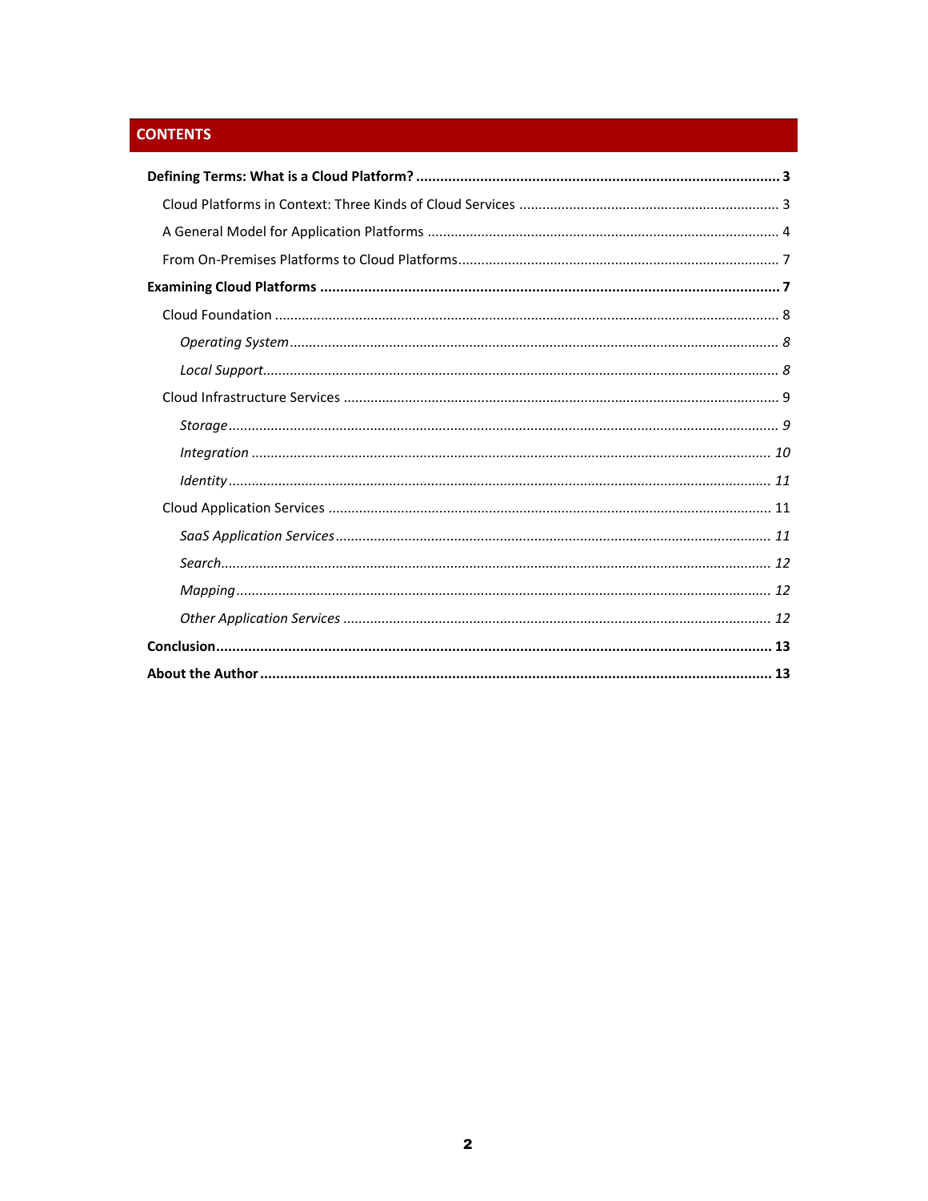## CONTENTS

**Defining Terms: What is a Cloud Platform? .......... 3**

Cloud Platforms in Context: Three Kinds of Cloud Services .......... 3

A General Model for Application Platforms .......... 4

From On-Premises Platforms to Cloud Platforms .......... 7

**Examining Cloud Platforms .......... 7**

Cloud Foundation .......... 8

*Operating System .......... 8*

*Local Support .......... 8*

Cloud Infrastructure Services .......... 9

*Storage .......... 9*

*Integration .......... 10*

*Identity .......... 11*

Cloud Application Services .......... 11

*SaaS Application Services .......... 11*

*Search .......... 12*

*Mapping .......... 12*

*Other Application Services .......... 12*

**Conclusion .......... 13**

**About the Author .......... 13**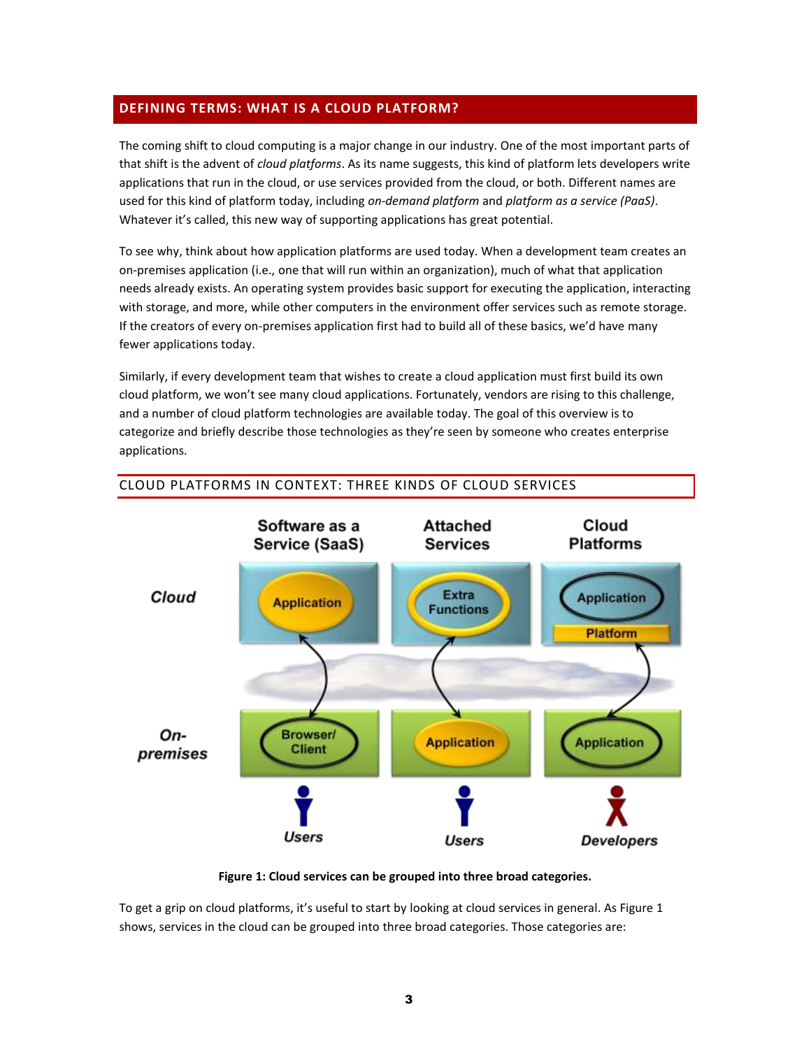## DEFINING TERMS: WHAT IS A CLOUD PLATFORM?

The coming shift to cloud computing is a major change in our industry. One of the most important parts of that shift is the advent of *cloud platforms*. As its name suggests, this kind of platform lets developers write applications that run in the cloud, or use services provided from the cloud, or both. Different names are used for this kind of platform today, including *on-demand platform* and *platform as a service (PaaS)*. Whatever it's called, this new way of supporting applications has great potential.

To see why, think about how application platforms are used today. When a development team creates an on-premises application (i.e., one that will run within an organization), much of what that application needs already exists. An operating system provides basic support for executing the application, interacting with storage, and more, while other computers in the environment offer services such as remote storage. If the creators of every on-premises application first had to build all of these basics, we'd have many fewer applications today.

Similarly, if every development team that wishes to create a cloud application must first build its own cloud platform, we won't see many cloud applications. Fortunately, vendors are rising to this challenge, and a number of cloud platform technologies are available today. The goal of this overview is to categorize and briefly describe those technologies as they're seen by someone who creates enterprise applications.

### CLOUD PLATFORMS IN CONTEXT: THREE KINDS OF CLOUD SERVICES

**Figure 1: Cloud services can be grouped into three broad categories.**

To get a grip on cloud platforms, it's useful to start by looking at cloud services in general. As Figure 1 shows, services in the cloud can be grouped into three broad categories. Those categories are: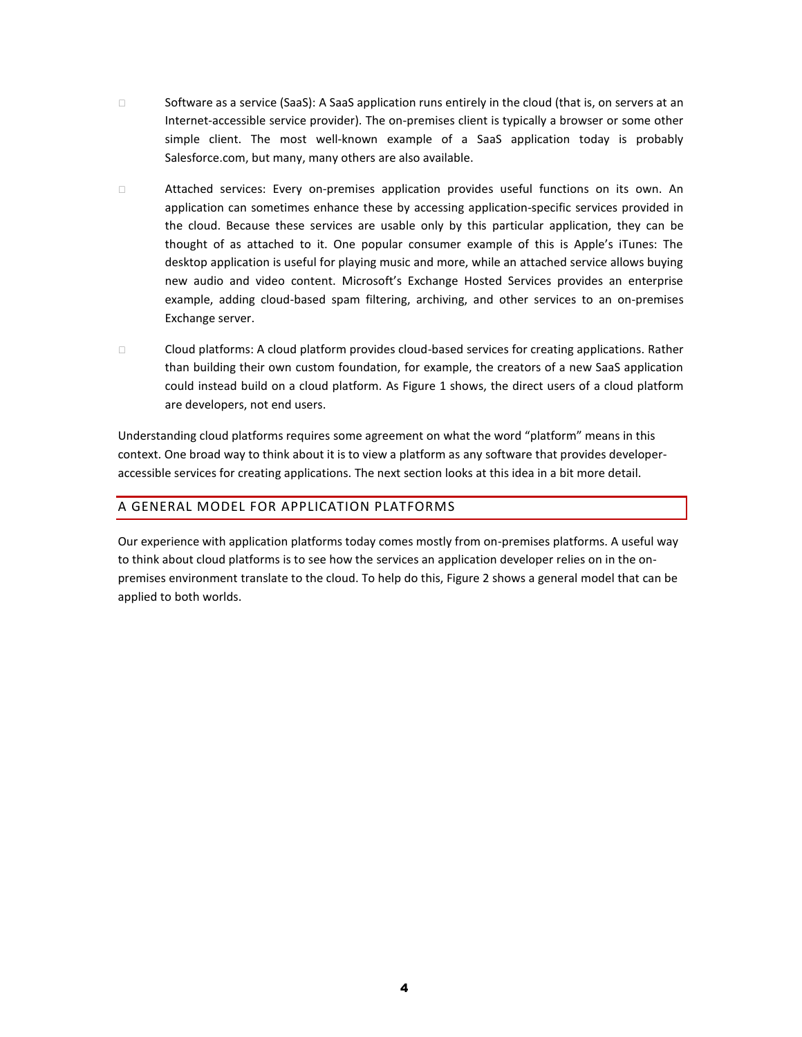- Software as a service (SaaS): A SaaS application runs entirely in the cloud (that is, on servers at an Internet-accessible service provider). The on-premises client is typically a browser or some other simple client. The most well-known example of a SaaS application today is probably Salesforce.com, but many, many others are also available.

- Attached services: Every on-premises application provides useful functions on its own. An application can sometimes enhance these by accessing application-specific services provided in the cloud. Because these services are usable only by this particular application, they can be thought of as attached to it. One popular consumer example of this is Apple's iTunes: The desktop application is useful for playing music and more, while an attached service allows buying new audio and video content. Microsoft's Exchange Hosted Services provides an enterprise example, adding cloud-based spam filtering, archiving, and other services to an on-premises Exchange server.

- Cloud platforms: A cloud platform provides cloud-based services for creating applications. Rather than building their own custom foundation, for example, the creators of a new SaaS application could instead build on a cloud platform. As Figure 1 shows, the direct users of a cloud platform are developers, not end users.

Understanding cloud platforms requires some agreement on what the word "platform" means in this context. One broad way to think about it is to view a platform as any software that provides developer-accessible services for creating applications. The next section looks at this idea in a bit more detail.

## A GENERAL MODEL FOR APPLICATION PLATFORMS

Our experience with application platforms today comes mostly from on-premises platforms. A useful way to think about cloud platforms is to see how the services an application developer relies on in the on-premises environment translate to the cloud. To help do this, Figure 2 shows a general model that can be applied to both worlds.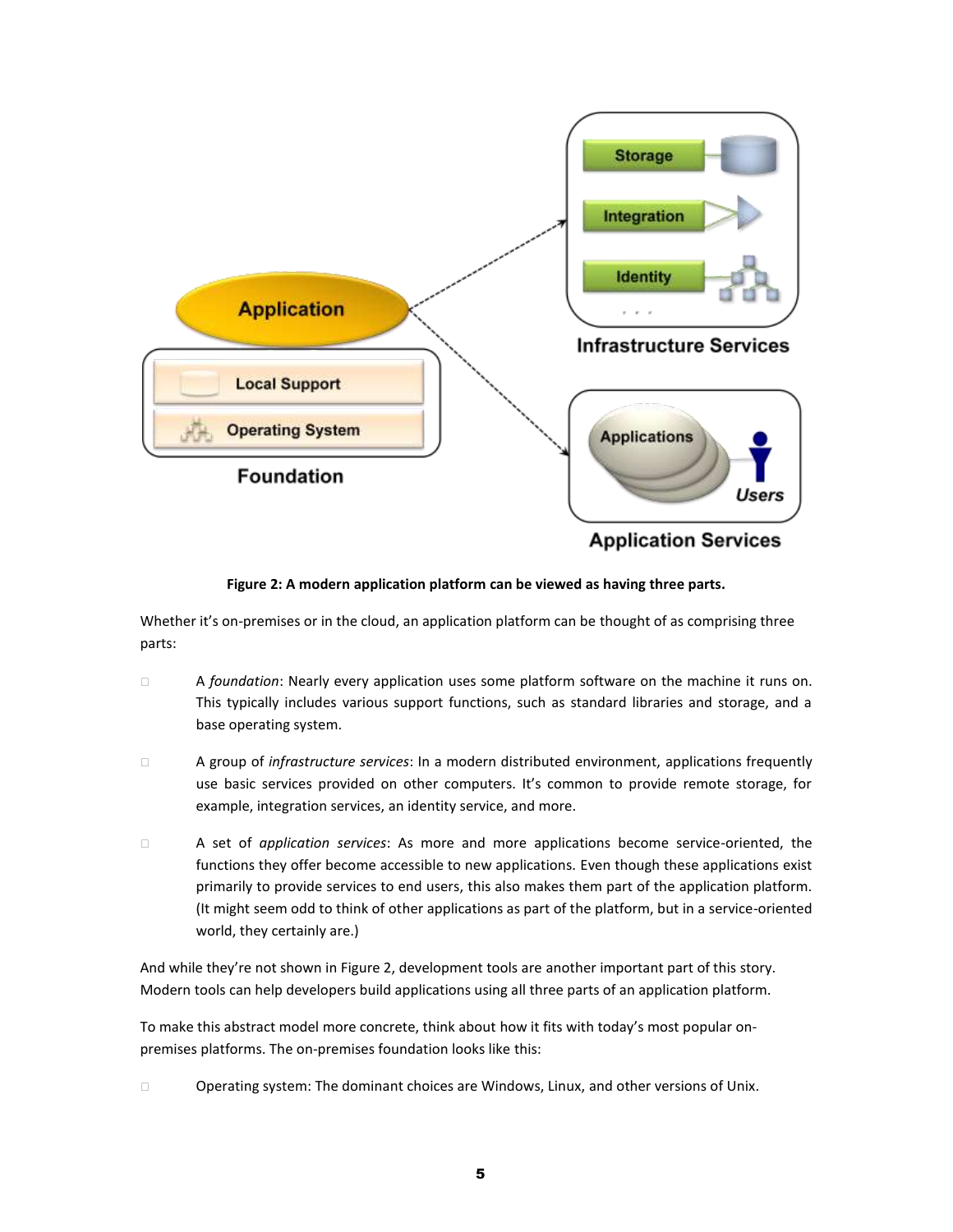**Figure 2: A modern application platform can be viewed as having three parts.**

Whether it's on-premises or in the cloud, an application platform can be thought of as comprising three parts:

- A *foundation*: Nearly every application uses some platform software on the machine it runs on. This typically includes various support functions, such as standard libraries and storage, and a base operating system.
- A group of *infrastructure services*: In a modern distributed environment, applications frequently use basic services provided on other computers. It's common to provide remote storage, for example, integration services, an identity service, and more.
- A set of *application services*: As more and more applications become service-oriented, the functions they offer become accessible to new applications. Even though these applications exist primarily to provide services to end users, this also makes them part of the application platform. (It might seem odd to think of other applications as part of the platform, but in a service-oriented world, they certainly are.)

And while they're not shown in Figure 2, development tools are another important part of this story. Modern tools can help developers build applications using all three parts of an application platform.

To make this abstract model more concrete, think about how it fits with today's most popular on-premises platforms. The on-premises foundation looks like this:

- Operating system: The dominant choices are Windows, Linux, and other versions of Unix.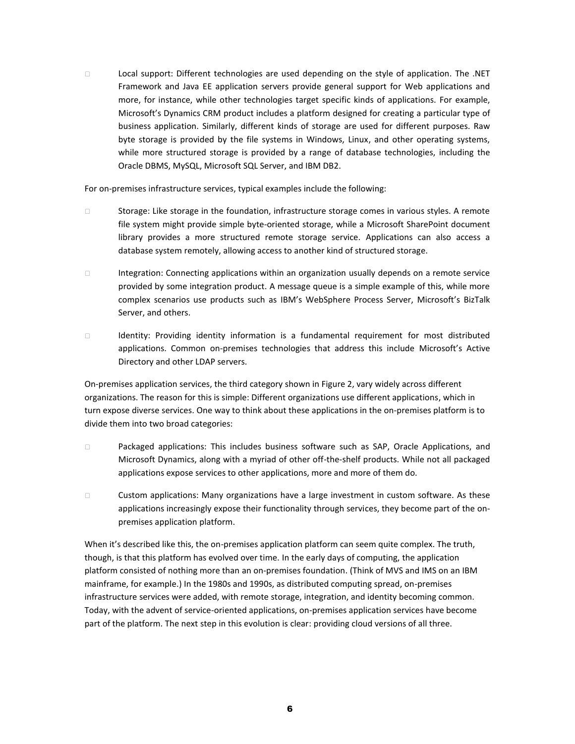- Local support: Different technologies are used depending on the style of application. The .NET Framework and Java EE application servers provide general support for Web applications and more, for instance, while other technologies target specific kinds of applications. For example, Microsoft's Dynamics CRM product includes a platform designed for creating a particular type of business application. Similarly, different kinds of storage are used for different purposes. Raw byte storage is provided by the file systems in Windows, Linux, and other operating systems, while more structured storage is provided by a range of database technologies, including the Oracle DBMS, MySQL, Microsoft SQL Server, and IBM DB2.

For on-premises infrastructure services, typical examples include the following:

- Storage: Like storage in the foundation, infrastructure storage comes in various styles. A remote file system might provide simple byte-oriented storage, while a Microsoft SharePoint document library provides a more structured remote storage service. Applications can also access a database system remotely, allowing access to another kind of structured storage.

- Integration: Connecting applications within an organization usually depends on a remote service provided by some integration product. A message queue is a simple example of this, while more complex scenarios use products such as IBM's WebSphere Process Server, Microsoft's BizTalk Server, and others.

- Identity: Providing identity information is a fundamental requirement for most distributed applications. Common on-premises technologies that address this include Microsoft's Active Directory and other LDAP servers.

On-premises application services, the third category shown in Figure 2, vary widely across different organizations. The reason for this is simple: Different organizations use different applications, which in turn expose diverse services. One way to think about these applications in the on-premises platform is to divide them into two broad categories:

- Packaged applications: This includes business software such as SAP, Oracle Applications, and Microsoft Dynamics, along with a myriad of other off-the-shelf products. While not all packaged applications expose services to other applications, more and more of them do.

- Custom applications: Many organizations have a large investment in custom software. As these applications increasingly expose their functionality through services, they become part of the on-premises application platform.

When it's described like this, the on-premises application platform can seem quite complex. The truth, though, is that this platform has evolved over time. In the early days of computing, the application platform consisted of nothing more than an on-premises foundation. (Think of MVS and IMS on an IBM mainframe, for example.) In the 1980s and 1990s, as distributed computing spread, on-premises infrastructure services were added, with remote storage, integration, and identity becoming common. Today, with the advent of service-oriented applications, on-premises application services have become part of the platform. The next step in this evolution is clear: providing cloud versions of all three.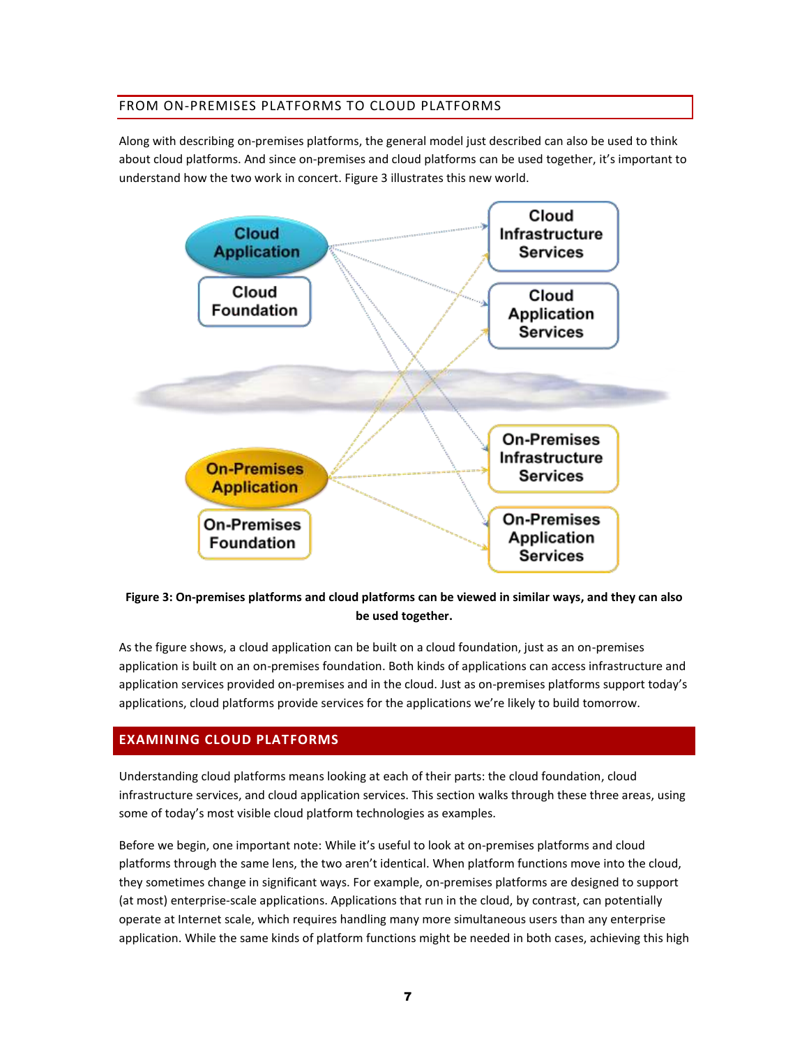## FROM ON-PREMISES PLATFORMS TO CLOUD PLATFORMS

Along with describing on-premises platforms, the general model just described can also be used to think about cloud platforms. And since on-premises and cloud platforms can be used together, it's important to understand how the two work in concert. Figure 3 illustrates this new world.

**Figure 3: On-premises platforms and cloud platforms can be viewed in similar ways, and they can also be used together.**

As the figure shows, a cloud application can be built on a cloud foundation, just as an on-premises application is built on an on-premises foundation. Both kinds of applications can access infrastructure and application services provided on-premises and in the cloud. Just as on-premises platforms support today's applications, cloud platforms provide services for the applications we're likely to build tomorrow.

# EXAMINING CLOUD PLATFORMS

Understanding cloud platforms means looking at each of their parts: the cloud foundation, cloud infrastructure services, and cloud application services. This section walks through these three areas, using some of today's most visible cloud platform technologies as examples.

Before we begin, one important note: While it's useful to look at on-premises platforms and cloud platforms through the same lens, the two aren't identical. When platform functions move into the cloud, they sometimes change in significant ways. For example, on-premises platforms are designed to support (at most) enterprise-scale applications. Applications that run in the cloud, by contrast, can potentially operate at Internet scale, which requires handling many more simultaneous users than any enterprise application. While the same kinds of platform functions might be needed in both cases, achieving this high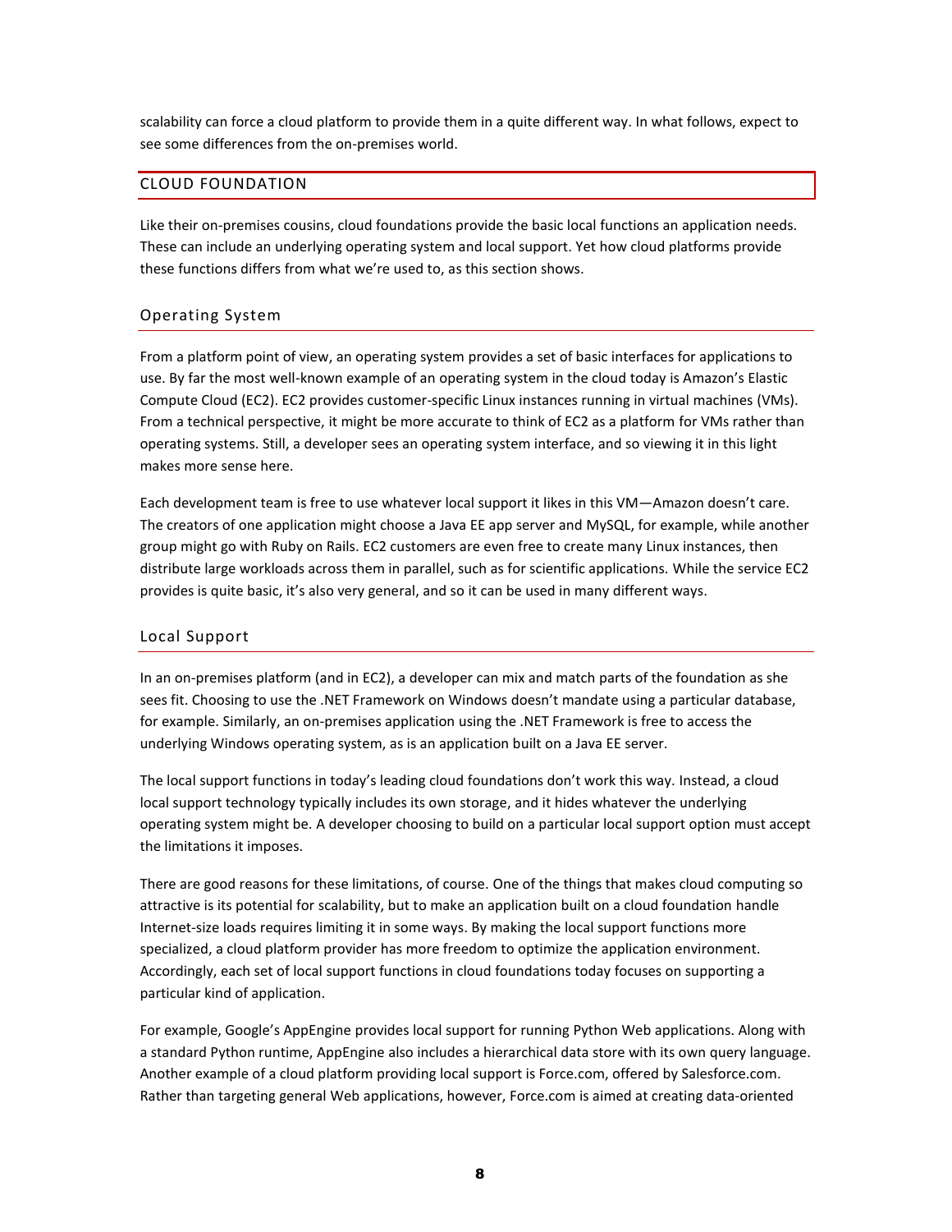scalability can force a cloud platform to provide them in a quite different way. In what follows, expect to see some differences from the on-premises world.

## CLOUD FOUNDATION

Like their on-premises cousins, cloud foundations provide the basic local functions an application needs. These can include an underlying operating system and local support. Yet how cloud platforms provide these functions differs from what we're used to, as this section shows.

### Operating System

From a platform point of view, an operating system provides a set of basic interfaces for applications to use. By far the most well-known example of an operating system in the cloud today is Amazon's Elastic Compute Cloud (EC2). EC2 provides customer-specific Linux instances running in virtual machines (VMs). From a technical perspective, it might be more accurate to think of EC2 as a platform for VMs rather than operating systems. Still, a developer sees an operating system interface, and so viewing it in this light makes more sense here.

Each development team is free to use whatever local support it likes in this VM—Amazon doesn't care. The creators of one application might choose a Java EE app server and MySQL, for example, while another group might go with Ruby on Rails. EC2 customers are even free to create many Linux instances, then distribute large workloads across them in parallel, such as for scientific applications. While the service EC2 provides is quite basic, it's also very general, and so it can be used in many different ways.

### Local Support

In an on-premises platform (and in EC2), a developer can mix and match parts of the foundation as she sees fit. Choosing to use the .NET Framework on Windows doesn't mandate using a particular database, for example. Similarly, an on-premises application using the .NET Framework is free to access the underlying Windows operating system, as is an application built on a Java EE server.

The local support functions in today's leading cloud foundations don't work this way. Instead, a cloud local support technology typically includes its own storage, and it hides whatever the underlying operating system might be. A developer choosing to build on a particular local support option must accept the limitations it imposes.

There are good reasons for these limitations, of course. One of the things that makes cloud computing so attractive is its potential for scalability, but to make an application built on a cloud foundation handle Internet-size loads requires limiting it in some ways. By making the local support functions more specialized, a cloud platform provider has more freedom to optimize the application environment. Accordingly, each set of local support functions in cloud foundations today focuses on supporting a particular kind of application.

For example, Google's AppEngine provides local support for running Python Web applications. Along with a standard Python runtime, AppEngine also includes a hierarchical data store with its own query language. Another example of a cloud platform providing local support is Force.com, offered by Salesforce.com. Rather than targeting general Web applications, however, Force.com is aimed at creating data-oriented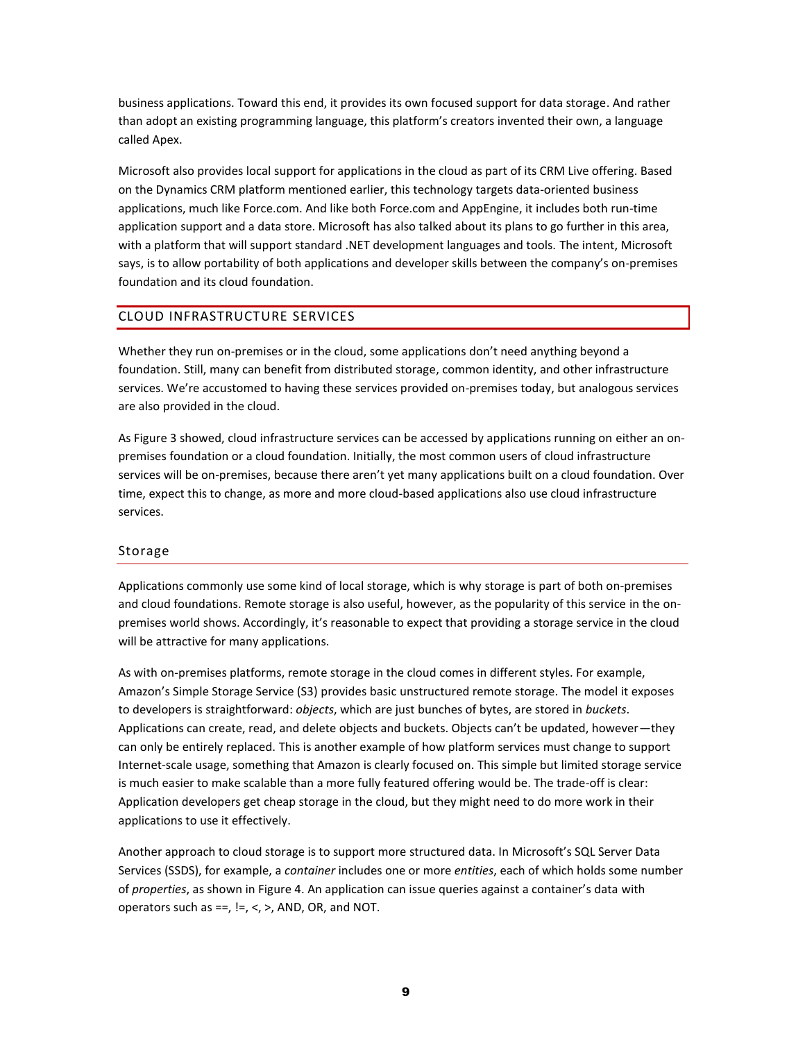business applications. Toward this end, it provides its own focused support for data storage. And rather than adopt an existing programming language, this platform's creators invented their own, a language called Apex.

Microsoft also provides local support for applications in the cloud as part of its CRM Live offering. Based on the Dynamics CRM platform mentioned earlier, this technology targets data-oriented business applications, much like Force.com. And like both Force.com and AppEngine, it includes both run-time application support and a data store. Microsoft has also talked about its plans to go further in this area, with a platform that will support standard .NET development languages and tools. The intent, Microsoft says, is to allow portability of both applications and developer skills between the company's on-premises foundation and its cloud foundation.

## CLOUD INFRASTRUCTURE SERVICES

Whether they run on-premises or in the cloud, some applications don't need anything beyond a foundation. Still, many can benefit from distributed storage, common identity, and other infrastructure services. We're accustomed to having these services provided on-premises today, but analogous services are also provided in the cloud.

As Figure 3 showed, cloud infrastructure services can be accessed by applications running on either an on-premises foundation or a cloud foundation. Initially, the most common users of cloud infrastructure services will be on-premises, because there aren't yet many applications built on a cloud foundation. Over time, expect this to change, as more and more cloud-based applications also use cloud infrastructure services.

### Storage

Applications commonly use some kind of local storage, which is why storage is part of both on-premises and cloud foundations. Remote storage is also useful, however, as the popularity of this service in the on-premises world shows. Accordingly, it's reasonable to expect that providing a storage service in the cloud will be attractive for many applications.

As with on-premises platforms, remote storage in the cloud comes in different styles. For example, Amazon's Simple Storage Service (S3) provides basic unstructured remote storage. The model it exposes to developers is straightforward: *objects*, which are just bunches of bytes, are stored in *buckets*. Applications can create, read, and delete objects and buckets. Objects can't be updated, however—they can only be entirely replaced. This is another example of how platform services must change to support Internet-scale usage, something that Amazon is clearly focused on. This simple but limited storage service is much easier to make scalable than a more fully featured offering would be. The trade-off is clear: Application developers get cheap storage in the cloud, but they might need to do more work in their applications to use it effectively.

Another approach to cloud storage is to support more structured data. In Microsoft's SQL Server Data Services (SSDS), for example, a *container* includes one or more *entities*, each of which holds some number of *properties*, as shown in Figure 4. An application can issue queries against a container's data with operators such as ==, !=, <, >, AND, OR, and NOT.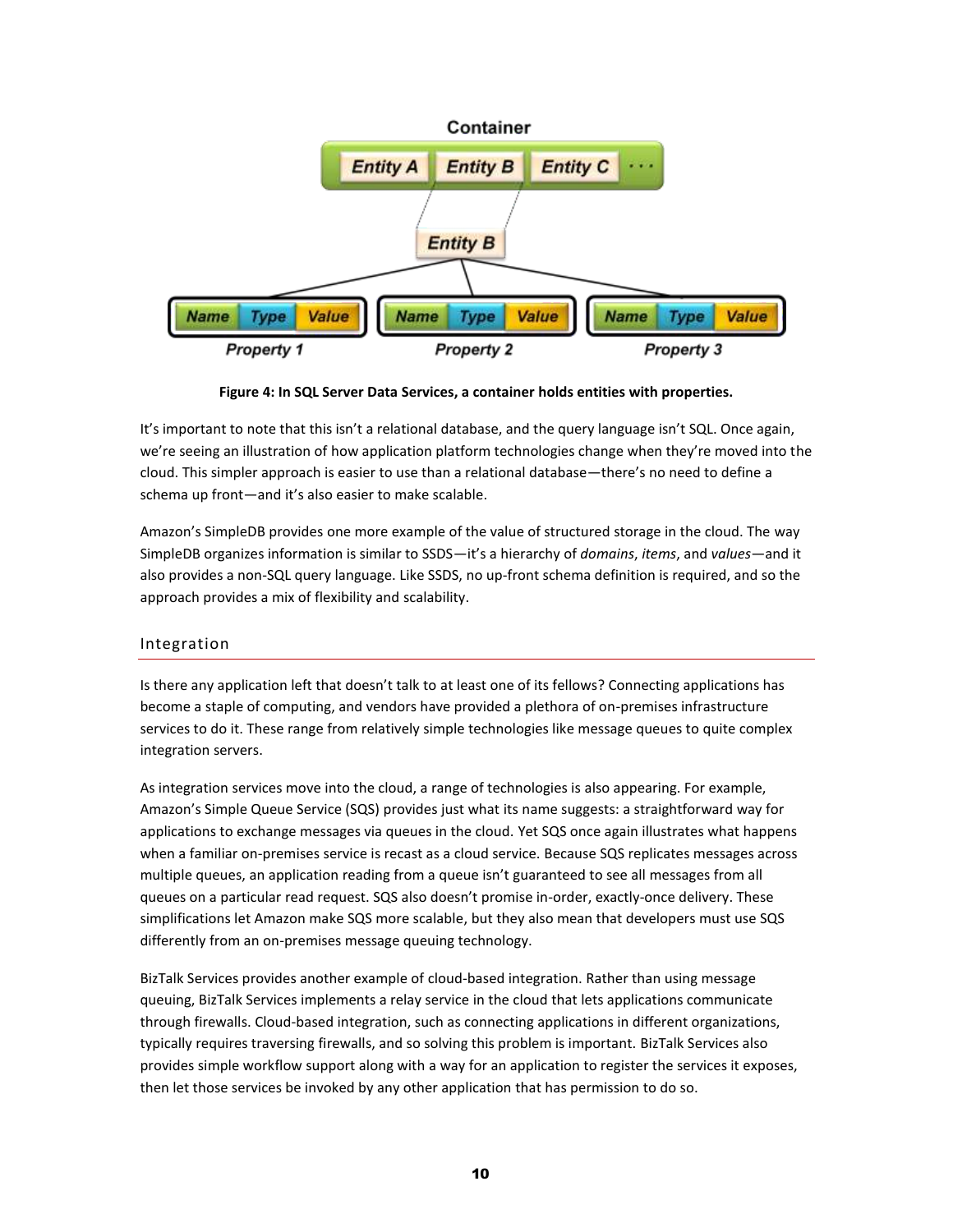**Figure 4: In SQL Server Data Services, a container holds entities with properties.**

It's important to note that this isn't a relational database, and the query language isn't SQL. Once again, we're seeing an illustration of how application platform technologies change when they're moved into the cloud. This simpler approach is easier to use than a relational database—there's no need to define a schema up front—and it's also easier to make scalable.

Amazon's SimpleDB provides one more example of the value of structured storage in the cloud. The way SimpleDB organizes information is similar to SSDS—it's a hierarchy of *domains*, *items*, and *values*—and it also provides a non-SQL query language. Like SSDS, no up-front schema definition is required, and so the approach provides a mix of flexibility and scalability.

## Integration

Is there any application left that doesn't talk to at least one of its fellows? Connecting applications has become a staple of computing, and vendors have provided a plethora of on-premises infrastructure services to do it. These range from relatively simple technologies like message queues to quite complex integration servers.

As integration services move into the cloud, a range of technologies is also appearing. For example, Amazon's Simple Queue Service (SQS) provides just what its name suggests: a straightforward way for applications to exchange messages via queues in the cloud. Yet SQS once again illustrates what happens when a familiar on-premises service is recast as a cloud service. Because SQS replicates messages across multiple queues, an application reading from a queue isn't guaranteed to see all messages from all queues on a particular read request. SQS also doesn't promise in-order, exactly-once delivery. These simplifications let Amazon make SQS more scalable, but they also mean that developers must use SQS differently from an on-premises message queuing technology.

BizTalk Services provides another example of cloud-based integration. Rather than using message queuing, BizTalk Services implements a relay service in the cloud that lets applications communicate through firewalls. Cloud-based integration, such as connecting applications in different organizations, typically requires traversing firewalls, and so solving this problem is important. BizTalk Services also provides simple workflow support along with a way for an application to register the services it exposes, then let those services be invoked by any other application that has permission to do so.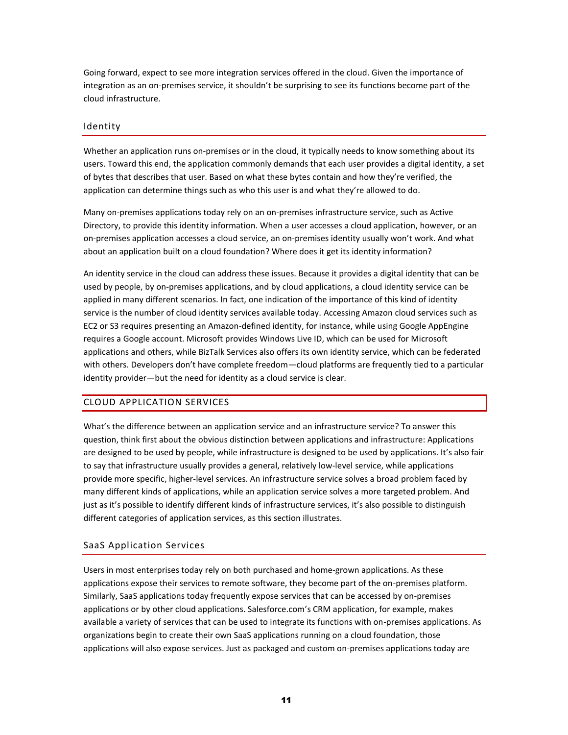Going forward, expect to see more integration services offered in the cloud. Given the importance of integration as an on-premises service, it shouldn't be surprising to see its functions become part of the cloud infrastructure.

### Identity

Whether an application runs on-premises or in the cloud, it typically needs to know something about its users. Toward this end, the application commonly demands that each user provides a digital identity, a set of bytes that describes that user. Based on what these bytes contain and how they're verified, the application can determine things such as who this user is and what they're allowed to do.

Many on-premises applications today rely on an on-premises infrastructure service, such as Active Directory, to provide this identity information. When a user accesses a cloud application, however, or an on-premises application accesses a cloud service, an on-premises identity usually won't work. And what about an application built on a cloud foundation? Where does it get its identity information?

An identity service in the cloud can address these issues. Because it provides a digital identity that can be used by people, by on-premises applications, and by cloud applications, a cloud identity service can be applied in many different scenarios. In fact, one indication of the importance of this kind of identity service is the number of cloud identity services available today. Accessing Amazon cloud services such as EC2 or S3 requires presenting an Amazon-defined identity, for instance, while using Google AppEngine requires a Google account. Microsoft provides Windows Live ID, which can be used for Microsoft applications and others, while BizTalk Services also offers its own identity service, which can be federated with others. Developers don't have complete freedom—cloud platforms are frequently tied to a particular identity provider—but the need for identity as a cloud service is clear.

## CLOUD APPLICATION SERVICES

What's the difference between an application service and an infrastructure service? To answer this question, think first about the obvious distinction between applications and infrastructure: Applications are designed to be used by people, while infrastructure is designed to be used by applications. It's also fair to say that infrastructure usually provides a general, relatively low-level service, while applications provide more specific, higher-level services. An infrastructure service solves a broad problem faced by many different kinds of applications, while an application service solves a more targeted problem. And just as it's possible to identify different kinds of infrastructure services, it's also possible to distinguish different categories of application services, as this section illustrates.

### SaaS Application Services

Users in most enterprises today rely on both purchased and home-grown applications. As these applications expose their services to remote software, they become part of the on-premises platform. Similarly, SaaS applications today frequently expose services that can be accessed by on-premises applications or by other cloud applications. Salesforce.com's CRM application, for example, makes available a variety of services that can be used to integrate its functions with on-premises applications. As organizations begin to create their own SaaS applications running on a cloud foundation, those applications will also expose services. Just as packaged and custom on-premises applications today are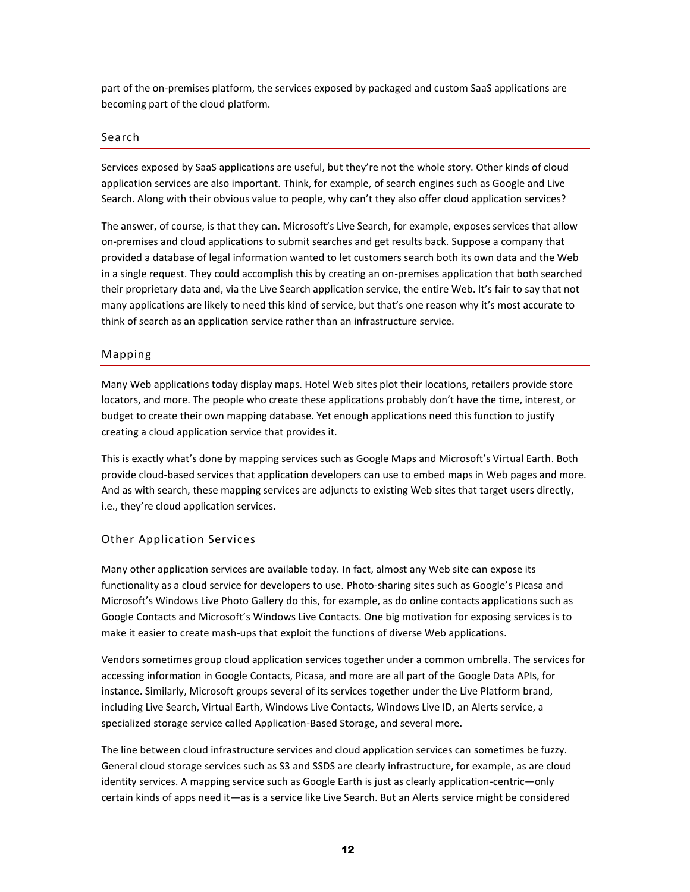part of the on-premises platform, the services exposed by packaged and custom SaaS applications are becoming part of the cloud platform.

### Search

Services exposed by SaaS applications are useful, but they're not the whole story. Other kinds of cloud application services are also important. Think, for example, of search engines such as Google and Live Search. Along with their obvious value to people, why can't they also offer cloud application services?

The answer, of course, is that they can. Microsoft's Live Search, for example, exposes services that allow on-premises and cloud applications to submit searches and get results back. Suppose a company that provided a database of legal information wanted to let customers search both its own data and the Web in a single request. They could accomplish this by creating an on-premises application that both searched their proprietary data and, via the Live Search application service, the entire Web. It's fair to say that not many applications are likely to need this kind of service, but that's one reason why it's most accurate to think of search as an application service rather than an infrastructure service.

### Mapping

Many Web applications today display maps. Hotel Web sites plot their locations, retailers provide store locators, and more. The people who create these applications probably don't have the time, interest, or budget to create their own mapping database. Yet enough applications need this function to justify creating a cloud application service that provides it.

This is exactly what's done by mapping services such as Google Maps and Microsoft's Virtual Earth. Both provide cloud-based services that application developers can use to embed maps in Web pages and more. And as with search, these mapping services are adjuncts to existing Web sites that target users directly, i.e., they're cloud application services.

### Other Application Services

Many other application services are available today. In fact, almost any Web site can expose its functionality as a cloud service for developers to use. Photo-sharing sites such as Google's Picasa and Microsoft's Windows Live Photo Gallery do this, for example, as do online contacts applications such as Google Contacts and Microsoft's Windows Live Contacts. One big motivation for exposing services is to make it easier to create mash-ups that exploit the functions of diverse Web applications.

Vendors sometimes group cloud application services together under a common umbrella. The services for accessing information in Google Contacts, Picasa, and more are all part of the Google Data APIs, for instance. Similarly, Microsoft groups several of its services together under the Live Platform brand, including Live Search, Virtual Earth, Windows Live Contacts, Windows Live ID, an Alerts service, a specialized storage service called Application-Based Storage, and several more.

The line between cloud infrastructure services and cloud application services can sometimes be fuzzy. General cloud storage services such as S3 and SSDS are clearly infrastructure, for example, as are cloud identity services. A mapping service such as Google Earth is just as clearly application-centric—only certain kinds of apps need it—as is a service like Live Search. But an Alerts service might be considered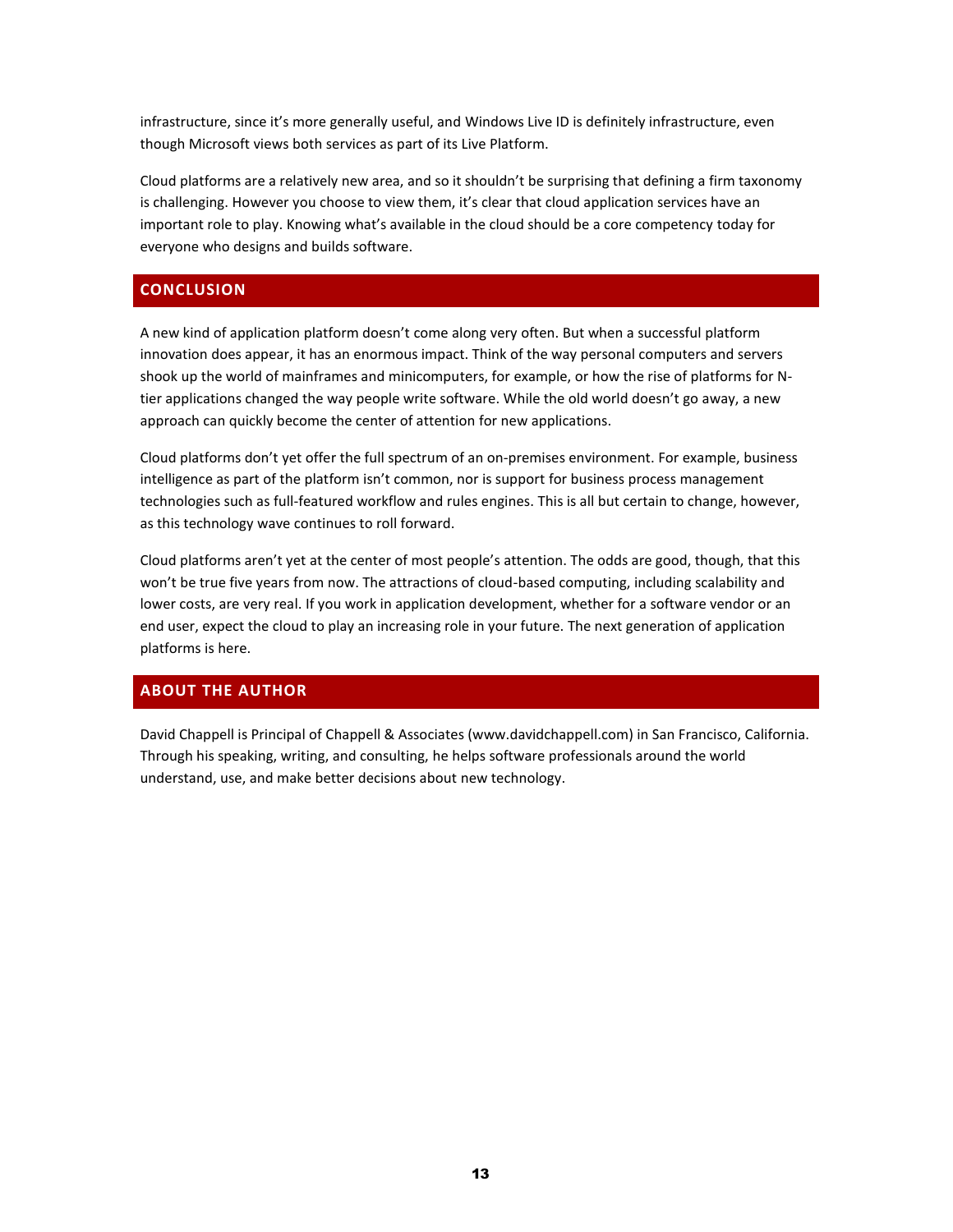infrastructure, since it's more generally useful, and Windows Live ID is definitely infrastructure, even though Microsoft views both services as part of its Live Platform.

Cloud platforms are a relatively new area, and so it shouldn't be surprising that defining a firm taxonomy is challenging. However you choose to view them, it's clear that cloud application services have an important role to play. Knowing what's available in the cloud should be a core competency today for everyone who designs and builds software.

## CONCLUSION

A new kind of application platform doesn't come along very often. But when a successful platform innovation does appear, it has an enormous impact. Think of the way personal computers and servers shook up the world of mainframes and minicomputers, for example, or how the rise of platforms for N-tier applications changed the way people write software. While the old world doesn't go away, a new approach can quickly become the center of attention for new applications.

Cloud platforms don't yet offer the full spectrum of an on-premises environment. For example, business intelligence as part of the platform isn't common, nor is support for business process management technologies such as full-featured workflow and rules engines. This is all but certain to change, however, as this technology wave continues to roll forward.

Cloud platforms aren't yet at the center of most people's attention. The odds are good, though, that this won't be true five years from now. The attractions of cloud-based computing, including scalability and lower costs, are very real. If you work in application development, whether for a software vendor or an end user, expect the cloud to play an increasing role in your future. The next generation of application platforms is here.

## ABOUT THE AUTHOR

David Chappell is Principal of Chappell & Associates (www.davidchappell.com) in San Francisco, California. Through his speaking, writing, and consulting, he helps software professionals around the world understand, use, and make better decisions about new technology.